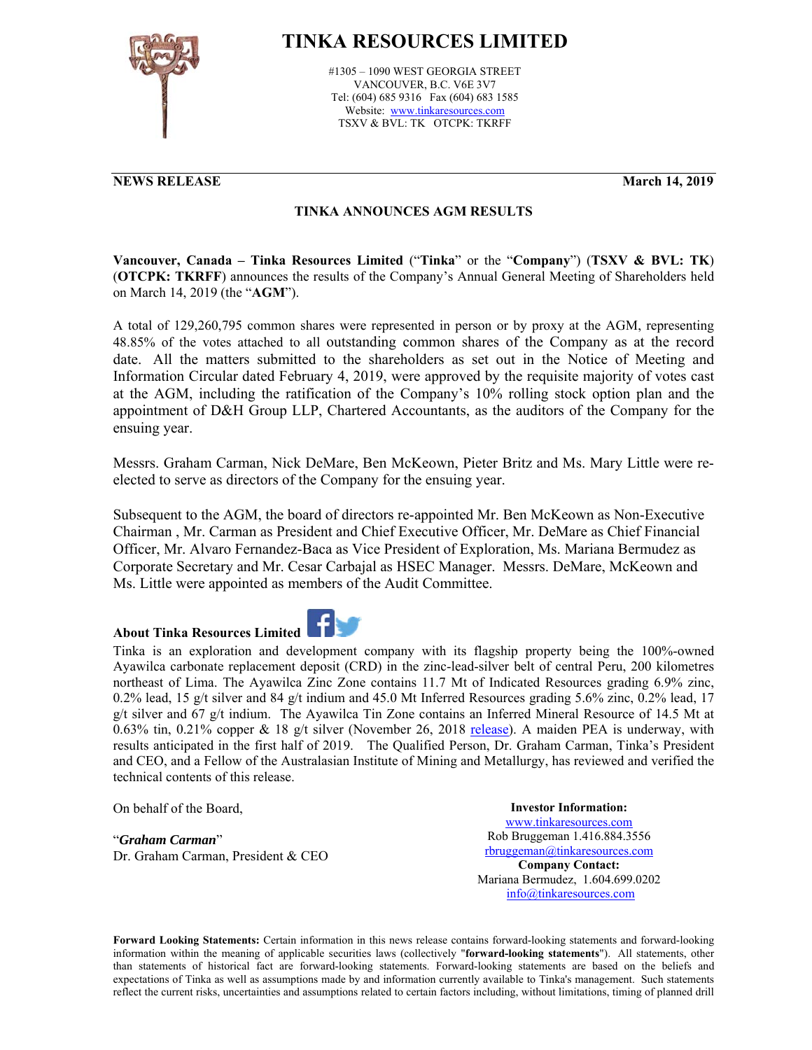# TINKA RESOURCES LIMITED

#1305 – 1090 WEST GEORGIA STREET
VANCOUVER, B.C. V6E 3V7
Tel: (604) 685 9316 Fax (604) 683 1585
Website: www.tinkaresources.com
TSXV & BVL: TK OTCPK: TKRFF

**NEWS RELEASE** **March 14, 2019**

## TINKA ANNOUNCES AGM RESULTS

**Vancouver, Canada – Tinka Resources Limited** ("**Tinka**" or the "**Company**") (**TSXV & BVL: TK**) (**OTCPK: TKRFF**) announces the results of the Company's Annual General Meeting of Shareholders held on March 14, 2019 (the "**AGM**").

A total of 129,260,795 common shares were represented in person or by proxy at the AGM, representing 48.85% of the votes attached to all outstanding common shares of the Company as at the record date. All the matters submitted to the shareholders as set out in the Notice of Meeting and Information Circular dated February 4, 2019, were approved by the requisite majority of votes cast at the AGM, including the ratification of the Company's 10% rolling stock option plan and the appointment of D&H Group LLP, Chartered Accountants, as the auditors of the Company for the ensuing year.

Messrs. Graham Carman, Nick DeMare, Ben McKeown, Pieter Britz and Ms. Mary Little were re-elected to serve as directors of the Company for the ensuing year.

Subsequent to the AGM, the board of directors re-appointed Mr. Ben McKeown as Non-Executive Chairman , Mr. Carman as President and Chief Executive Officer, Mr. DeMare as Chief Financial Officer, Mr. Alvaro Fernandez-Baca as Vice President of Exploration, Ms. Mariana Bermudez as Corporate Secretary and Mr. Cesar Carbajal as HSEC Manager. Messrs. DeMare, McKeown and Ms. Little were appointed as members of the Audit Committee.

### About Tinka Resources Limited

Tinka is an exploration and development company with its flagship property being the 100%-owned Ayawilca carbonate replacement deposit (CRD) in the zinc-lead-silver belt of central Peru, 200 kilometres northeast of Lima. The Ayawilca Zinc Zone contains 11.7 Mt of Indicated Resources grading 6.9% zinc, 0.2% lead, 15 g/t silver and 84 g/t indium and 45.0 Mt Inferred Resources grading 5.6% zinc, 0.2% lead, 17 g/t silver and 67 g/t indium. The Ayawilca Tin Zone contains an Inferred Mineral Resource of 14.5 Mt at 0.63% tin, 0.21% copper & 18 g/t silver (November 26, 2018 release). A maiden PEA is underway, with results anticipated in the first half of 2019. The Qualified Person, Dr. Graham Carman, Tinka's President and CEO, and a Fellow of the Australasian Institute of Mining and Metallurgy, has reviewed and verified the technical contents of this release.

On behalf of the Board,

"***Graham Carman***"
Dr. Graham Carman, President & CEO

**Investor Information:**
www.tinkaresources.com
Rob Bruggeman 1.416.884.3556
rbruggeman@tinkaresources.com
**Company Contact:**
Mariana Bermudez, 1.604.699.0202
info@tinkaresources.com

**Forward Looking Statements:** Certain information in this news release contains forward-looking statements and forward-looking information within the meaning of applicable securities laws (collectively "**forward-looking statements**"). All statements, other than statements of historical fact are forward-looking statements. Forward-looking statements are based on the beliefs and expectations of Tinka as well as assumptions made by and information currently available to Tinka's management. Such statements reflect the current risks, uncertainties and assumptions related to certain factors including, without limitations, timing of planned drill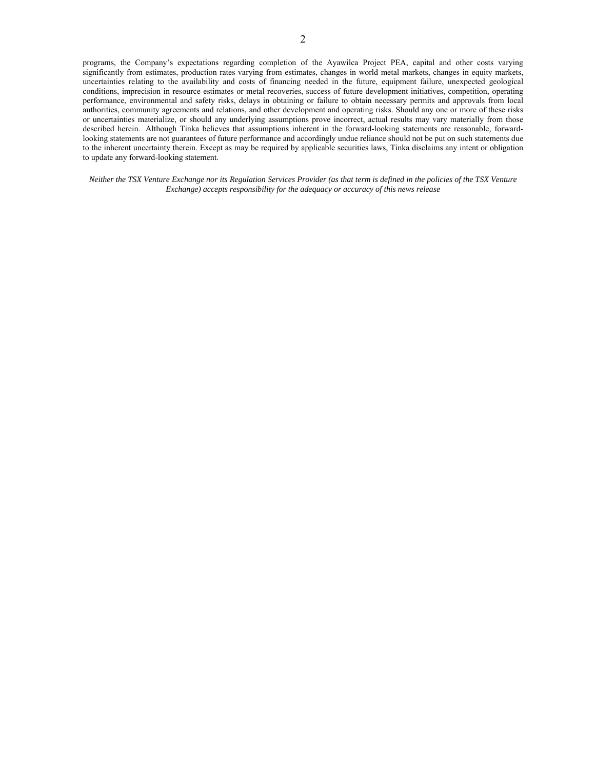programs, the Company's expectations regarding completion of the Ayawilca Project PEA, capital and other costs varying significantly from estimates, production rates varying from estimates, changes in world metal markets, changes in equity markets, uncertainties relating to the availability and costs of financing needed in the future, equipment failure, unexpected geological conditions, imprecision in resource estimates or metal recoveries, success of future development initiatives, competition, operating performance, environmental and safety risks, delays in obtaining or failure to obtain necessary permits and approvals from local authorities, community agreements and relations, and other development and operating risks. Should any one or more of these risks or uncertainties materialize, or should any underlying assumptions prove incorrect, actual results may vary materially from those described herein. Although Tinka believes that assumptions inherent in the forward-looking statements are reasonable, forward-looking statements are not guarantees of future performance and accordingly undue reliance should not be put on such statements due to the inherent uncertainty therein. Except as may be required by applicable securities laws, Tinka disclaims any intent or obligation to update any forward-looking statement.

*Neither the TSX Venture Exchange nor its Regulation Services Provider (as that term is defined in the policies of the TSX Venture Exchange) accepts responsibility for the adequacy or accuracy of this news release*